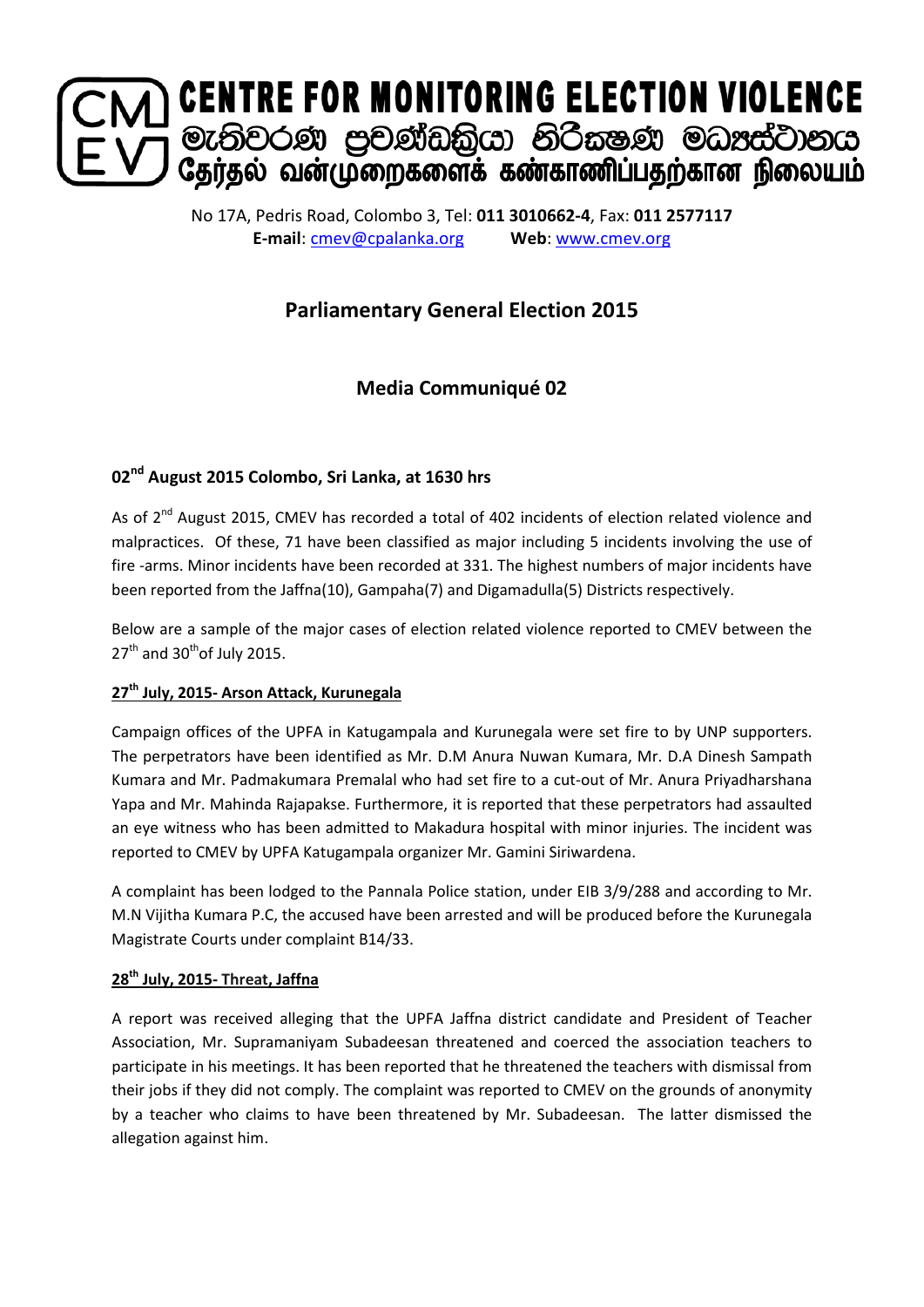# CENTRE FOR MONITORING ELECTION VIOLENCE

මැතිවරණ ප්‍රචණ්ඩත්‍රියා නිරීක්ෂණ මධ්‍යස්ථානය

தேர்தல் வன்முறைகளைக் கண்காணிப்பதற்கான நிலையம்

No 17A, Pedris Road, Colombo 3, Tel: **011 3010662-4**, Fax: **011 2577117**
**E-mail**: cmev@cpalanka.org **Web**: www.cmev.org

## Parliamentary General Election 2015

## Media Communiqué 02

### 02nd August 2015 Colombo, Sri Lanka, at 1630 hrs

As of 2nd August 2015, CMEV has recorded a total of 402 incidents of election related violence and malpractices. Of these, 71 have been classified as major including 5 incidents involving the use of fire -arms. Minor incidents have been recorded at 331. The highest numbers of major incidents have been reported from the Jaffna(10), Gampaha(7) and Digamadulla(5) Districts respectively.

Below are a sample of the major cases of election related violence reported to CMEV between the 27th and 30th of July 2015.

### 27th July, 2015- Arson Attack, Kurunegala

Campaign offices of the UPFA in Katugampala and Kurunegala were set fire to by UNP supporters. The perpetrators have been identified as Mr. D.M Anura Nuwan Kumara, Mr. D.A Dinesh Sampath Kumara and Mr. Padmakumara Premalal who had set fire to a cut-out of Mr. Anura Priyadharshana Yapa and Mr. Mahinda Rajapakse. Furthermore, it is reported that these perpetrators had assaulted an eye witness who has been admitted to Makadura hospital with minor injuries. The incident was reported to CMEV by UPFA Katugampala organizer Mr. Gamini Siriwardena.

A complaint has been lodged to the Pannala Police station, under EIB 3/9/288 and according to Mr. M.N Vijitha Kumara P.C, the accused have been arrested and will be produced before the Kurunegala Magistrate Courts under complaint B14/33.

### 28th July, 2015- Threat, Jaffna

A report was received alleging that the UPFA Jaffna district candidate and President of Teacher Association, Mr. Supramaniyam Subadeesan threatened and coerced the association teachers to participate in his meetings. It has been reported that he threatened the teachers with dismissal from their jobs if they did not comply. The complaint was reported to CMEV on the grounds of anonymity by a teacher who claims to have been threatened by Mr. Subadeesan. The latter dismissed the allegation against him.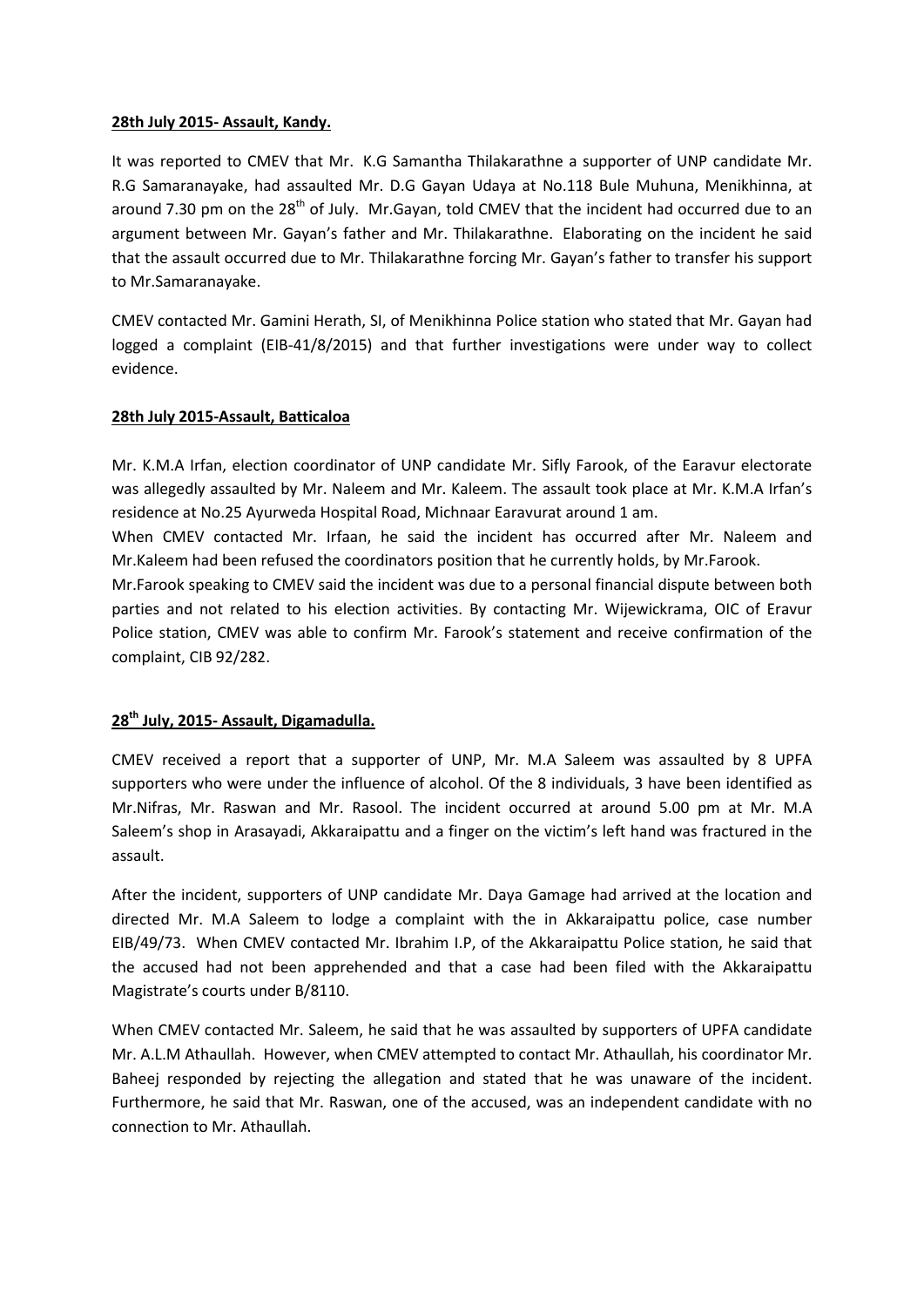**28th July 2015- Assault, Kandy.**

It was reported to CMEV that Mr. K.G Samantha Thilakarathne a supporter of UNP candidate Mr. R.G Samaranayake, had assaulted Mr. D.G Gayan Udaya at No.118 Bule Muhuna, Menikhinna, at around 7.30 pm on the 28th of July. Mr.Gayan, told CMEV that the incident had occurred due to an argument between Mr. Gayan's father and Mr. Thilakarathne. Elaborating on the incident he said that the assault occurred due to Mr. Thilakarathne forcing Mr. Gayan's father to transfer his support to Mr.Samaranayake.

CMEV contacted Mr. Gamini Herath, SI, of Menikhinna Police station who stated that Mr. Gayan had logged a complaint (EIB-41/8/2015) and that further investigations were under way to collect evidence.

**28th July 2015-Assault, Batticaloa**

Mr. K.M.A Irfan, election coordinator of UNP candidate Mr. Sifly Farook, of the Earavur electorate was allegedly assaulted by Mr. Naleem and Mr. Kaleem. The assault took place at Mr. K.M.A Irfan's residence at No.25 Ayurweda Hospital Road, Michnaar Earavurat around 1 am.

When CMEV contacted Mr. Irfaan, he said the incident has occurred after Mr. Naleem and Mr.Kaleem had been refused the coordinators position that he currently holds, by Mr.Farook.

Mr.Farook speaking to CMEV said the incident was due to a personal financial dispute between both parties and not related to his election activities. By contacting Mr. Wijewickrama, OIC of Eravur Police station, CMEV was able to confirm Mr. Farook's statement and receive confirmation of the complaint, CIB 92/282.

**28th July, 2015- Assault, Digamadulla.**

CMEV received a report that a supporter of UNP, Mr. M.A Saleem was assaulted by 8 UPFA supporters who were under the influence of alcohol. Of the 8 individuals, 3 have been identified as Mr.Nifras, Mr. Raswan and Mr. Rasool. The incident occurred at around 5.00 pm at Mr. M.A Saleem's shop in Arasayadi, Akkaraipattu and a finger on the victim's left hand was fractured in the assault.

After the incident, supporters of UNP candidate Mr. Daya Gamage had arrived at the location and directed Mr. M.A Saleem to lodge a complaint with the in Akkaraipattu police, case number EIB/49/73. When CMEV contacted Mr. Ibrahim I.P, of the Akkaraipattu Police station, he said that the accused had not been apprehended and that a case had been filed with the Akkaraipattu Magistrate's courts under B/8110.

When CMEV contacted Mr. Saleem, he said that he was assaulted by supporters of UPFA candidate Mr. A.L.M Athaullah. However, when CMEV attempted to contact Mr. Athaullah, his coordinator Mr. Baheej responded by rejecting the allegation and stated that he was unaware of the incident. Furthermore, he said that Mr. Raswan, one of the accused, was an independent candidate with no connection to Mr. Athaullah.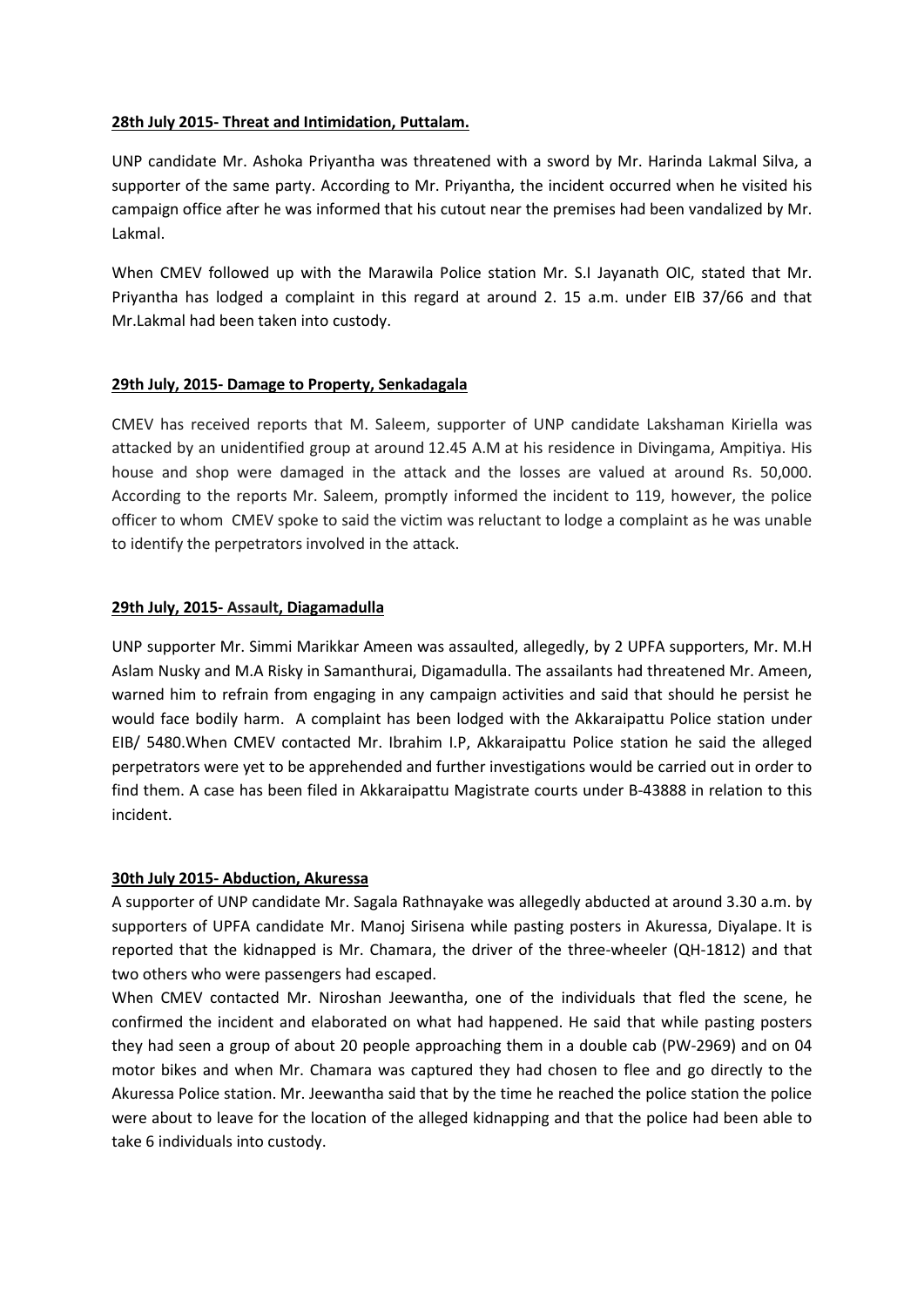**28th July 2015- Threat and Intimidation, Puttalam.**

UNP candidate Mr. Ashoka Priyantha was threatened with a sword by Mr. Harinda Lakmal Silva, a supporter of the same party. According to Mr. Priyantha, the incident occurred when he visited his campaign office after he was informed that his cutout near the premises had been vandalized by Mr. Lakmal.

When CMEV followed up with the Marawila Police station Mr. S.I Jayanath OIC, stated that Mr. Priyantha has lodged a complaint in this regard at around 2. 15 a.m. under EIB 37/66 and that Mr.Lakmal had been taken into custody.

**29th July, 2015- Damage to Property, Senkadagala**

CMEV has received reports that M. Saleem, supporter of UNP candidate Lakshaman Kiriella was attacked by an unidentified group at around 12.45 A.M at his residence in Divingama, Ampitiya. His house and shop were damaged in the attack and the losses are valued at around Rs. 50,000. According to the reports Mr. Saleem, promptly informed the incident to 119, however, the police officer to whom CMEV spoke to said the victim was reluctant to lodge a complaint as he was unable to identify the perpetrators involved in the attack.

**29th July, 2015- Assault, Diagamadulla**

UNP supporter Mr. Simmi Marikkar Ameen was assaulted, allegedly, by 2 UPFA supporters, Mr. M.H Aslam Nusky and M.A Risky in Samanthurai, Digamadulla. The assailants had threatened Mr. Ameen, warned him to refrain from engaging in any campaign activities and said that should he persist he would face bodily harm. A complaint has been lodged with the Akkaraipattu Police station under EIB/ 5480.When CMEV contacted Mr. Ibrahim I.P, Akkaraipattu Police station he said the alleged perpetrators were yet to be apprehended and further investigations would be carried out in order to find them. A case has been filed in Akkaraipattu Magistrate courts under B-43888 in relation to this incident.

**30th July 2015- Abduction, Akuressa**

A supporter of UNP candidate Mr. Sagala Rathnayake was allegedly abducted at around 3.30 a.m. by supporters of UPFA candidate Mr. Manoj Sirisena while pasting posters in Akuressa, Diyalape. It is reported that the kidnapped is Mr. Chamara, the driver of the three-wheeler (QH-1812) and that two others who were passengers had escaped.

When CMEV contacted Mr. Niroshan Jeewantha, one of the individuals that fled the scene, he confirmed the incident and elaborated on what had happened. He said that while pasting posters they had seen a group of about 20 people approaching them in a double cab (PW-2969) and on 04 motor bikes and when Mr. Chamara was captured they had chosen to flee and go directly to the Akuressa Police station. Mr. Jeewantha said that by the time he reached the police station the police were about to leave for the location of the alleged kidnapping and that the police had been able to take 6 individuals into custody.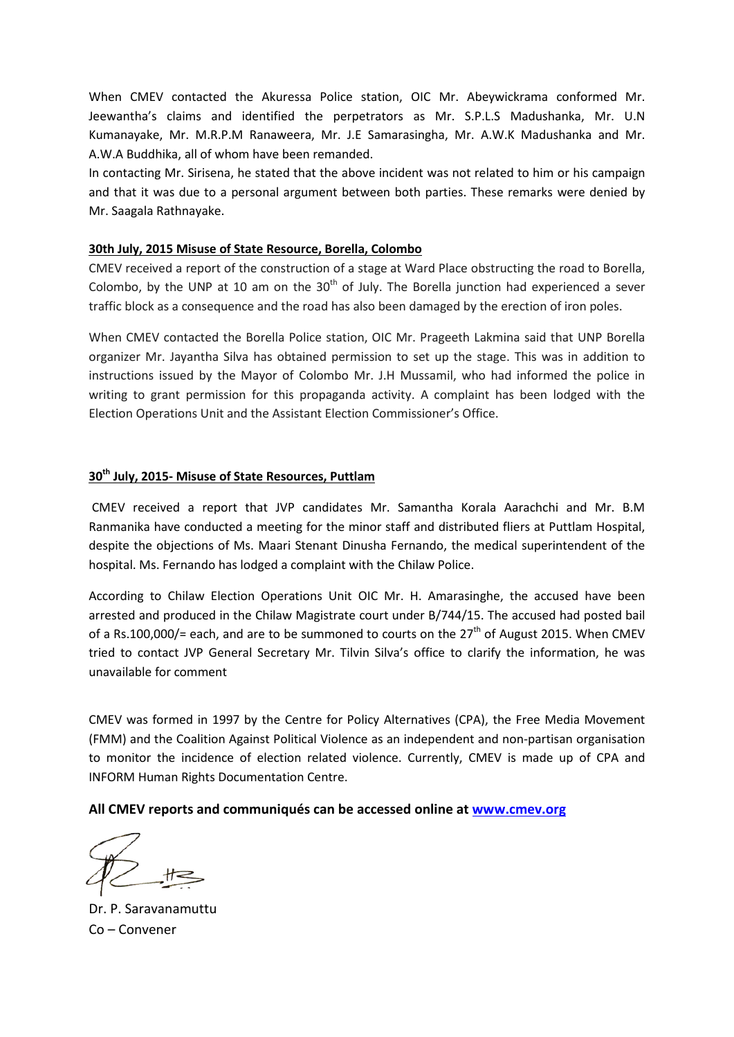When CMEV contacted the Akuressa Police station, OIC Mr. Abeywickrama conformed Mr. Jeewantha's claims and identified the perpetrators as Mr. S.P.L.S Madushanka, Mr. U.N Kumanayake, Mr. M.R.P.M Ranaweera, Mr. J.E Samarasingha, Mr. A.W.K Madushanka and Mr. A.W.A Buddhika, all of whom have been remanded.

In contacting Mr. Sirisena, he stated that the above incident was not related to him or his campaign and that it was due to a personal argument between both parties. These remarks were denied by Mr. Saagala Rathnayake.

**30th July, 2015 Misuse of State Resource, Borella, Colombo**

CMEV received a report of the construction of a stage at Ward Place obstructing the road to Borella, Colombo, by the UNP at 10 am on the 30th of July. The Borella junction had experienced a sever traffic block as a consequence and the road has also been damaged by the erection of iron poles.

When CMEV contacted the Borella Police station, OIC Mr. Prageeth Lakmina said that UNP Borella organizer Mr. Jayantha Silva has obtained permission to set up the stage. This was in addition to instructions issued by the Mayor of Colombo Mr. J.H Mussamil, who had informed the police in writing to grant permission for this propaganda activity. A complaint has been lodged with the Election Operations Unit and the Assistant Election Commissioner's Office.

**30th July, 2015- Misuse of State Resources, Puttlam**

CMEV received a report that JVP candidates Mr. Samantha Korala Aarachchi and Mr. B.M Ranmanika have conducted a meeting for the minor staff and distributed fliers at Puttlam Hospital, despite the objections of Ms. Maari Stenant Dinusha Fernando, the medical superintendent of the hospital. Ms. Fernando has lodged a complaint with the Chilaw Police.

According to Chilaw Election Operations Unit OIC Mr. H. Amarasinghe, the accused have been arrested and produced in the Chilaw Magistrate court under B/744/15. The accused had posted bail of a Rs.100,000/= each, and are to be summoned to courts on the 27th of August 2015. When CMEV tried to contact JVP General Secretary Mr. Tilvin Silva's office to clarify the information, he was unavailable for comment

CMEV was formed in 1997 by the Centre for Policy Alternatives (CPA), the Free Media Movement (FMM) and the Coalition Against Political Violence as an independent and non-partisan organisation to monitor the incidence of election related violence. Currently, CMEV is made up of CPA and INFORM Human Rights Documentation Centre.

**All CMEV reports and communiqués can be accessed online at www.cmev.org**

Dr. P. Saravanamuttu
Co – Convener